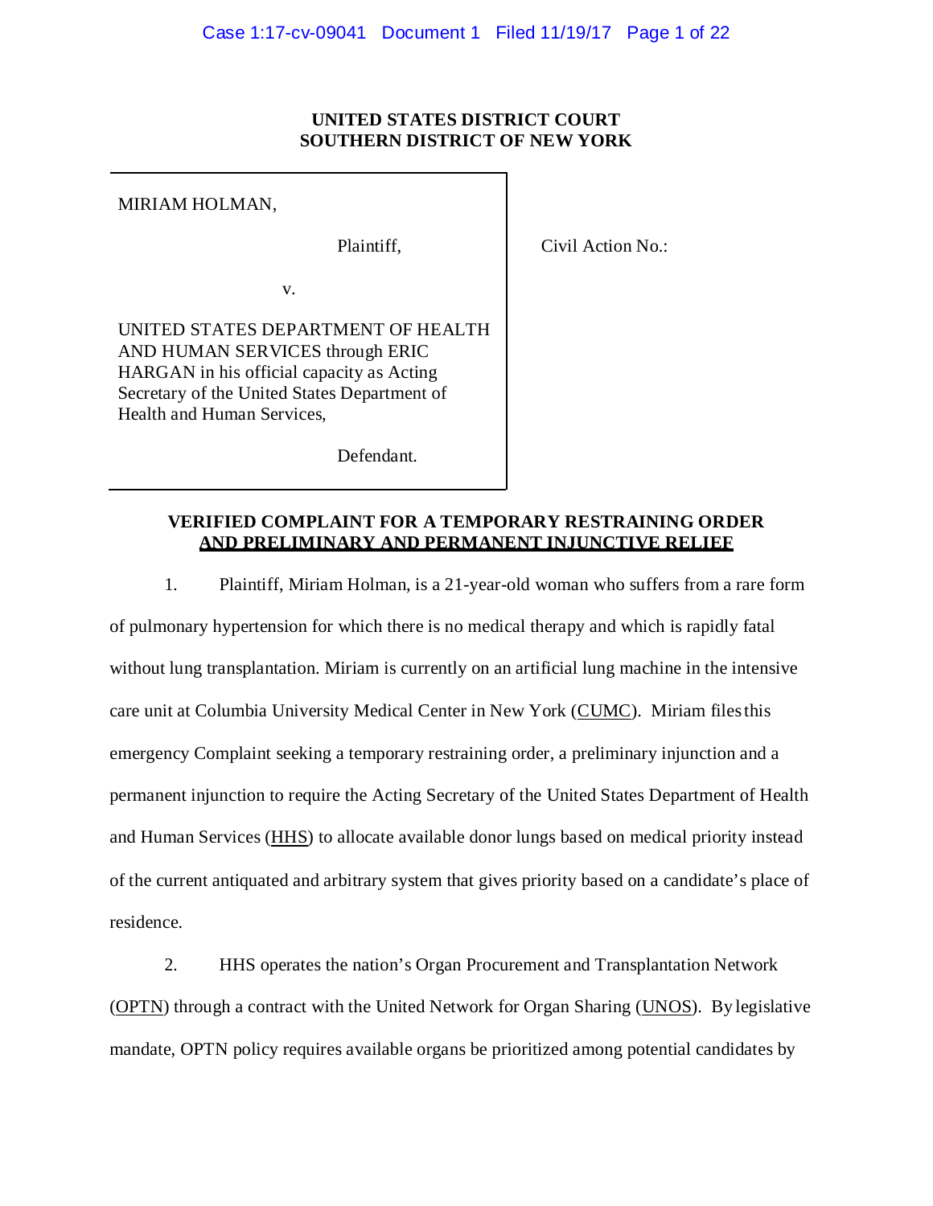**UNITED STATES DISTRICT COURT**
**SOUTHERN DISTRICT OF NEW YORK**

| | |
|---|---|
| MIRIAM HOLMAN,<br><br>Plaintiff,<br><br>v.<br><br>UNITED STATES DEPARTMENT OF HEALTH AND HUMAN SERVICES through ERIC HARGAN in his official capacity as Acting Secretary of the United States Department of Health and Human Services,<br><br>Defendant. | Civil Action No.: |

**VERIFIED COMPLAINT FOR A TEMPORARY RESTRAINING ORDER AND PRELIMINARY AND PERMANENT INJUNCTIVE RELIEF**

1. Plaintiff, Miriam Holman, is a 21-year-old woman who suffers from a rare form of pulmonary hypertension for which there is no medical therapy and which is rapidly fatal without lung transplantation. Miriam is currently on an artificial lung machine in the intensive care unit at Columbia University Medical Center in New York (CUMC). Miriam files this emergency Complaint seeking a temporary restraining order, a preliminary injunction and a permanent injunction to require the Acting Secretary of the United States Department of Health and Human Services (HHS) to allocate available donor lungs based on medical priority instead of the current antiquated and arbitrary system that gives priority based on a candidate's place of residence.

2. HHS operates the nation's Organ Procurement and Transplantation Network (OPTN) through a contract with the United Network for Organ Sharing (UNOS). By legislative mandate, OPTN policy requires available organs be prioritized among potential candidates by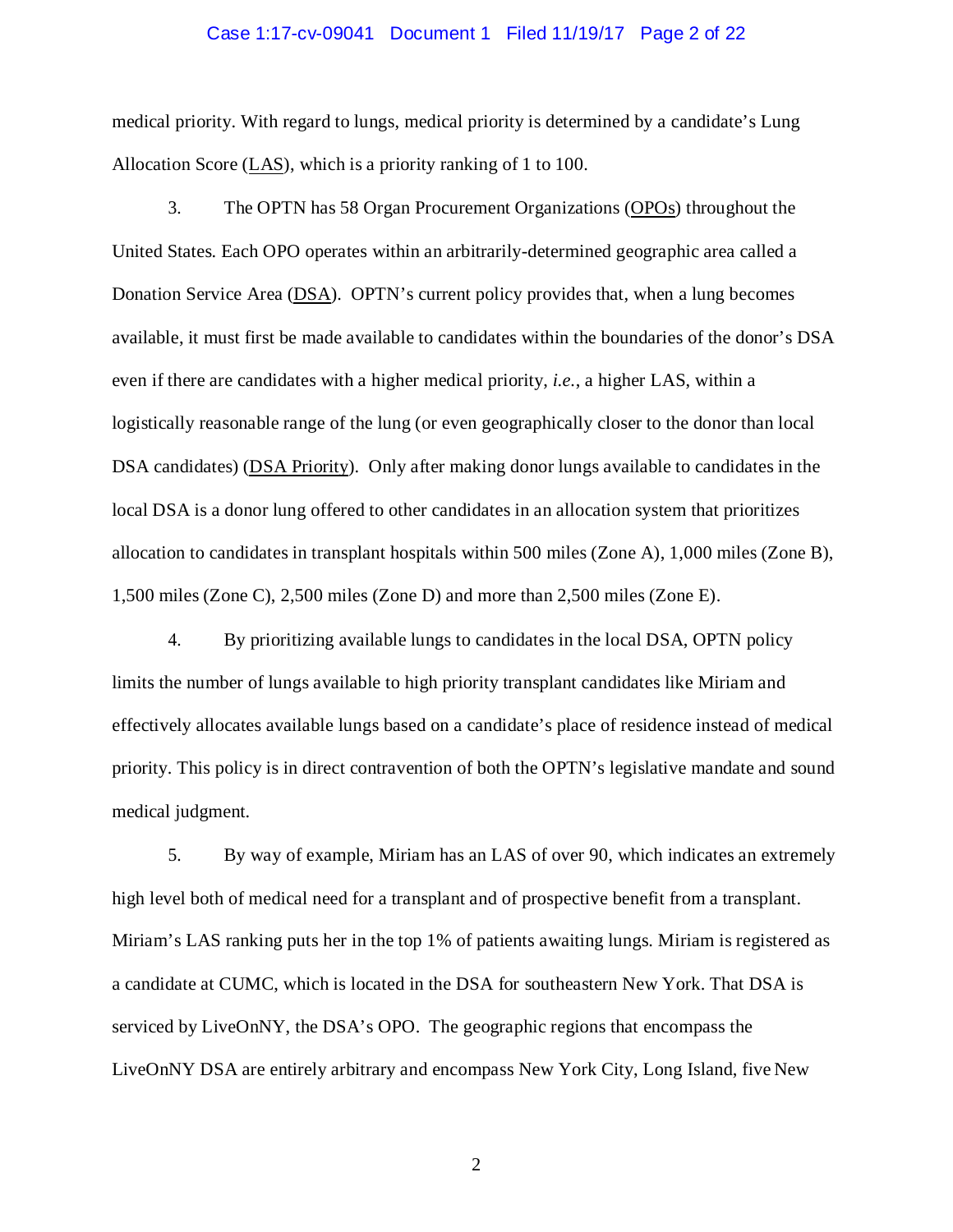medical priority. With regard to lungs, medical priority is determined by a candidate's Lung Allocation Score (LAS), which is a priority ranking of 1 to 100.

3. The OPTN has 58 Organ Procurement Organizations (OPOs) throughout the United States. Each OPO operates within an arbitrarily-determined geographic area called a Donation Service Area (DSA). OPTN's current policy provides that, when a lung becomes available, it must first be made available to candidates within the boundaries of the donor's DSA even if there are candidates with a higher medical priority, *i.e.*, a higher LAS, within a logistically reasonable range of the lung (or even geographically closer to the donor than local DSA candidates) (DSA Priority). Only after making donor lungs available to candidates in the local DSA is a donor lung offered to other candidates in an allocation system that prioritizes allocation to candidates in transplant hospitals within 500 miles (Zone A), 1,000 miles (Zone B), 1,500 miles (Zone C), 2,500 miles (Zone D) and more than 2,500 miles (Zone E).

4. By prioritizing available lungs to candidates in the local DSA, OPTN policy limits the number of lungs available to high priority transplant candidates like Miriam and effectively allocates available lungs based on a candidate's place of residence instead of medical priority. This policy is in direct contravention of both the OPTN's legislative mandate and sound medical judgment.

5. By way of example, Miriam has an LAS of over 90, which indicates an extremely high level both of medical need for a transplant and of prospective benefit from a transplant. Miriam's LAS ranking puts her in the top 1% of patients awaiting lungs. Miriam is registered as a candidate at CUMC, which is located in the DSA for southeastern New York. That DSA is serviced by LiveOnNY, the DSA's OPO. The geographic regions that encompass the LiveOnNY DSA are entirely arbitrary and encompass New York City, Long Island, five New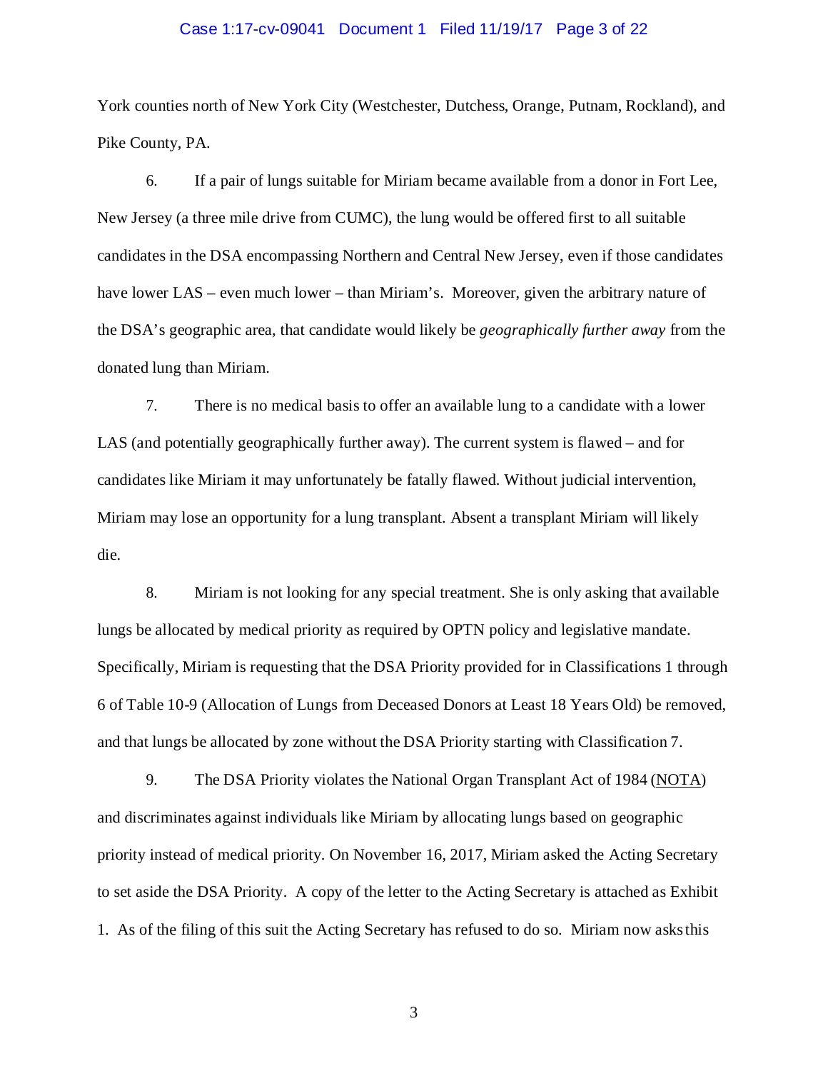York counties north of New York City (Westchester, Dutchess, Orange, Putnam, Rockland), and Pike County, PA.

6. If a pair of lungs suitable for Miriam became available from a donor in Fort Lee, New Jersey (a three mile drive from CUMC), the lung would be offered first to all suitable candidates in the DSA encompassing Northern and Central New Jersey, even if those candidates have lower LAS – even much lower – than Miriam's. Moreover, given the arbitrary nature of the DSA's geographic area, that candidate would likely be *geographically further away* from the donated lung than Miriam.

7. There is no medical basis to offer an available lung to a candidate with a lower LAS (and potentially geographically further away). The current system is flawed – and for candidates like Miriam it may unfortunately be fatally flawed. Without judicial intervention, Miriam may lose an opportunity for a lung transplant. Absent a transplant Miriam will likely die.

8. Miriam is not looking for any special treatment. She is only asking that available lungs be allocated by medical priority as required by OPTN policy and legislative mandate. Specifically, Miriam is requesting that the DSA Priority provided for in Classifications 1 through 6 of Table 10-9 (Allocation of Lungs from Deceased Donors at Least 18 Years Old) be removed, and that lungs be allocated by zone without the DSA Priority starting with Classification 7.

9. The DSA Priority violates the National Organ Transplant Act of 1984 (NOTA) and discriminates against individuals like Miriam by allocating lungs based on geographic priority instead of medical priority. On November 16, 2017, Miriam asked the Acting Secretary to set aside the DSA Priority. A copy of the letter to the Acting Secretary is attached as Exhibit 1. As of the filing of this suit the Acting Secretary has refused to do so. Miriam now asks this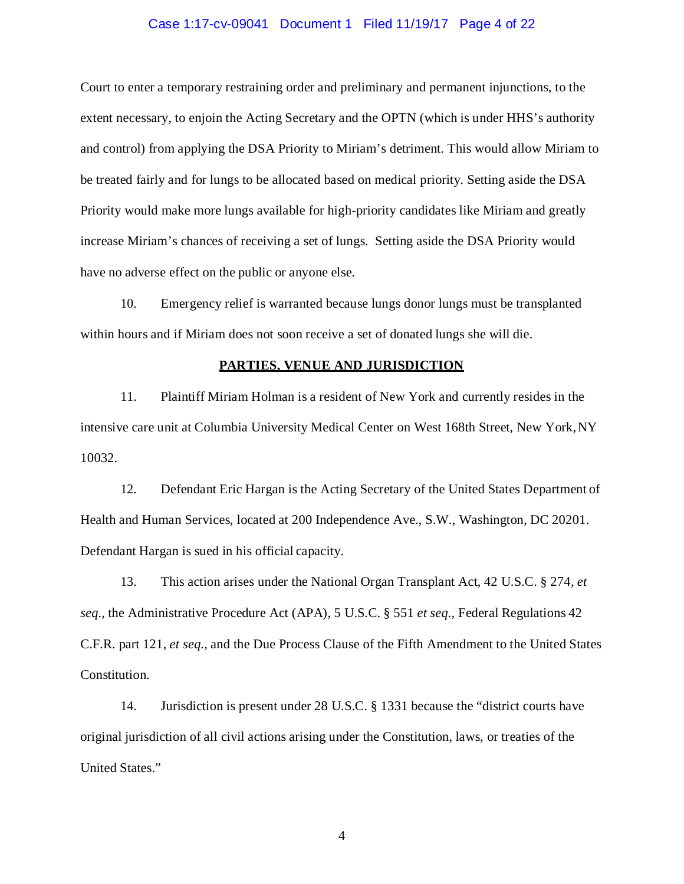Court to enter a temporary restraining order and preliminary and permanent injunctions, to the extent necessary, to enjoin the Acting Secretary and the OPTN (which is under HHS's authority and control) from applying the DSA Priority to Miriam's detriment. This would allow Miriam to be treated fairly and for lungs to be allocated based on medical priority. Setting aside the DSA Priority would make more lungs available for high-priority candidates like Miriam and greatly increase Miriam's chances of receiving a set of lungs. Setting aside the DSA Priority would have no adverse effect on the public or anyone else.

10. Emergency relief is warranted because lungs donor lungs must be transplanted within hours and if Miriam does not soon receive a set of donated lungs she will die.

## PARTIES, VENUE AND JURISDICTION

11. Plaintiff Miriam Holman is a resident of New York and currently resides in the intensive care unit at Columbia University Medical Center on West 168th Street, New York, NY 10032.

12. Defendant Eric Hargan is the Acting Secretary of the United States Department of Health and Human Services, located at 200 Independence Ave., S.W., Washington, DC 20201. Defendant Hargan is sued in his official capacity.

13. This action arises under the National Organ Transplant Act, 42 U.S.C. § 274, *et seq.*, the Administrative Procedure Act (APA), 5 U.S.C. § 551 *et seq.*, Federal Regulations 42 C.F.R. part 121, *et seq.*, and the Due Process Clause of the Fifth Amendment to the United States Constitution.

14. Jurisdiction is present under 28 U.S.C. § 1331 because the "district courts have original jurisdiction of all civil actions arising under the Constitution, laws, or treaties of the United States."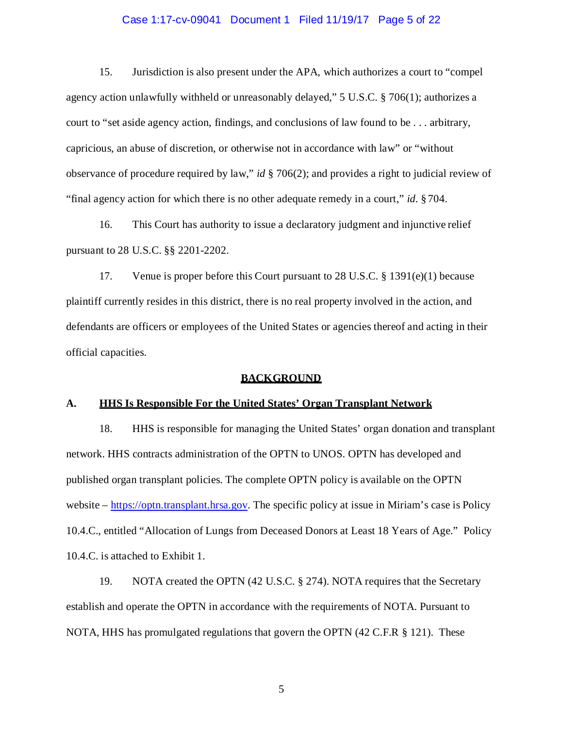15. Jurisdiction is also present under the APA, which authorizes a court to "compel agency action unlawfully withheld or unreasonably delayed," 5 U.S.C. § 706(1); authorizes a court to "set aside agency action, findings, and conclusions of law found to be . . . arbitrary, capricious, an abuse of discretion, or otherwise not in accordance with law" or "without observance of procedure required by law," *id* § 706(2); and provides a right to judicial review of "final agency action for which there is no other adequate remedy in a court," *id*. § 704.

16. This Court has authority to issue a declaratory judgment and injunctive relief pursuant to 28 U.S.C. §§ 2201-2202.

17. Venue is proper before this Court pursuant to 28 U.S.C. § 1391(e)(1) because plaintiff currently resides in this district, there is no real property involved in the action, and defendants are officers or employees of the United States or agencies thereof and acting in their official capacities.

## BACKGROUND

### A. HHS Is Responsible For the United States' Organ Transplant Network

18. HHS is responsible for managing the United States' organ donation and transplant network. HHS contracts administration of the OPTN to UNOS. OPTN has developed and published organ transplant policies. The complete OPTN policy is available on the OPTN website – https://optn.transplant.hrsa.gov. The specific policy at issue in Miriam's case is Policy 10.4.C., entitled "Allocation of Lungs from Deceased Donors at Least 18 Years of Age." Policy 10.4.C. is attached to Exhibit 1.

19. NOTA created the OPTN (42 U.S.C. § 274). NOTA requires that the Secretary establish and operate the OPTN in accordance with the requirements of NOTA. Pursuant to NOTA, HHS has promulgated regulations that govern the OPTN (42 C.F.R § 121). These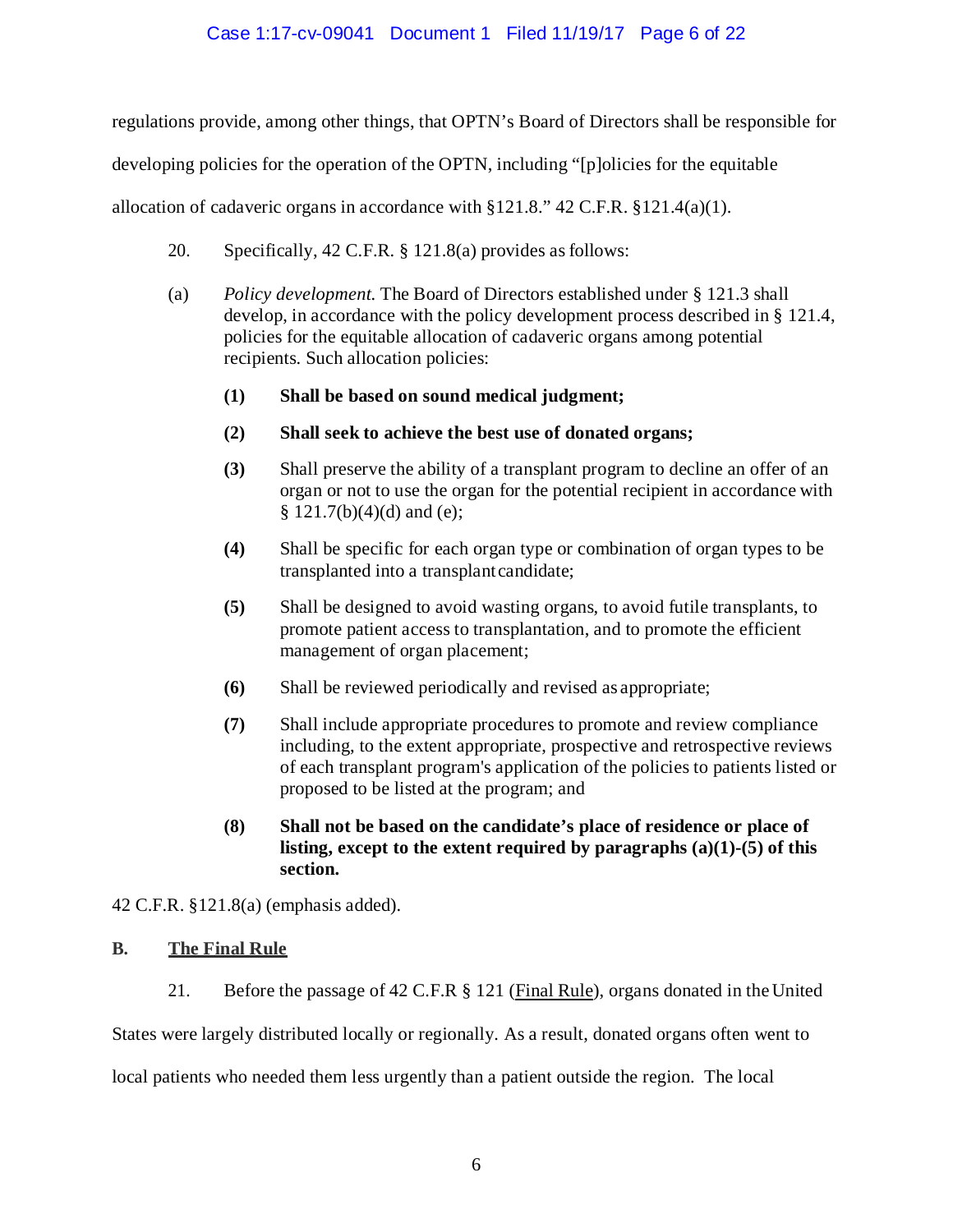regulations provide, among other things, that OPTN's Board of Directors shall be responsible for developing policies for the operation of the OPTN, including "[p]olicies for the equitable allocation of cadaveric organs in accordance with §121.8." 42 C.F.R. §121.4(a)(1).

20. Specifically, 42 C.F.R. § 121.8(a) provides as follows:

(a) *Policy development.* The Board of Directors established under § 121.3 shall develop, in accordance with the policy development process described in § 121.4, policies for the equitable allocation of cadaveric organs among potential recipients. Such allocation policies:

> **(1)** **Shall be based on sound medical judgment;**
>
> **(2)** **Shall seek to achieve the best use of donated organs;**
>
> **(3)** Shall preserve the ability of a transplant program to decline an offer of an organ or not to use the organ for the potential recipient in accordance with § 121.7(b)(4)(d) and (e);
>
> **(4)** Shall be specific for each organ type or combination of organ types to be transplanted into a transplant candidate;
>
> **(5)** Shall be designed to avoid wasting organs, to avoid futile transplants, to promote patient access to transplantation, and to promote the efficient management of organ placement;
>
> **(6)** Shall be reviewed periodically and revised as appropriate;
>
> **(7)** Shall include appropriate procedures to promote and review compliance including, to the extent appropriate, prospective and retrospective reviews of each transplant program's application of the policies to patients listed or proposed to be listed at the program; and
>
> **(8)** **Shall not be based on the candidate's place of residence or place of listing, except to the extent required by paragraphs (a)(1)-(5) of this section.**

42 C.F.R. §121.8(a) (emphasis added).

**B. <u>The Final Rule</u>**

21. Before the passage of 42 C.F.R § 121 (<u>Final Rule</u>), organs donated in the United States were largely distributed locally or regionally. As a result, donated organs often went to local patients who needed them less urgently than a patient outside the region. The local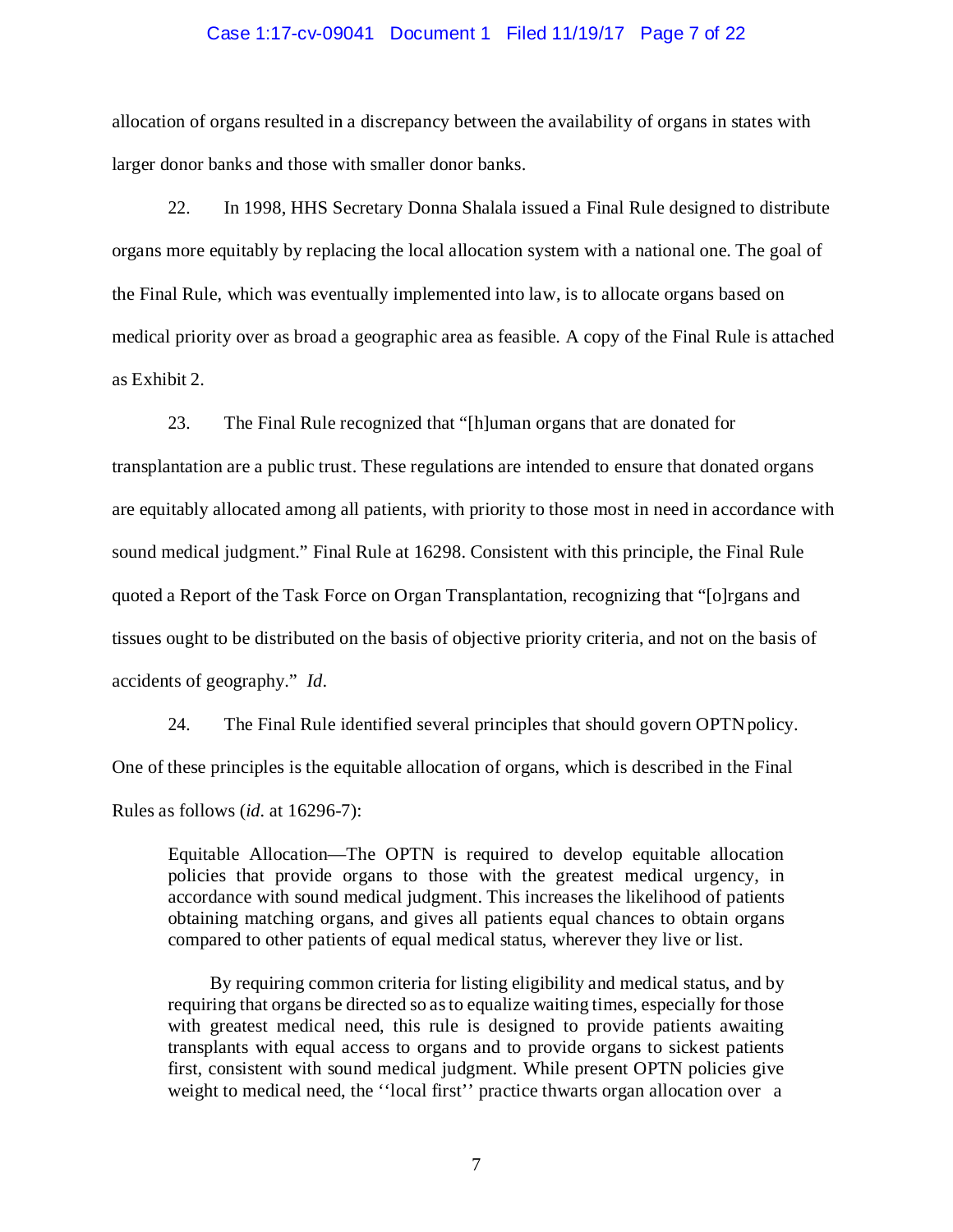allocation of organs resulted in a discrepancy between the availability of organs in states with larger donor banks and those with smaller donor banks.

22. In 1998, HHS Secretary Donna Shalala issued a Final Rule designed to distribute organs more equitably by replacing the local allocation system with a national one. The goal of the Final Rule, which was eventually implemented into law, is to allocate organs based on medical priority over as broad a geographic area as feasible. A copy of the Final Rule is attached as Exhibit 2.

23. The Final Rule recognized that "[h]uman organs that are donated for transplantation are a public trust. These regulations are intended to ensure that donated organs are equitably allocated among all patients, with priority to those most in need in accordance with sound medical judgment." Final Rule at 16298. Consistent with this principle, the Final Rule quoted a Report of the Task Force on Organ Transplantation, recognizing that "[o]rgans and tissues ought to be distributed on the basis of objective priority criteria, and not on the basis of accidents of geography." *Id*.

24. The Final Rule identified several principles that should govern OPTN policy. One of these principles is the equitable allocation of organs, which is described in the Final Rules as follows (*id*. at 16296-7):

> Equitable Allocation—The OPTN is required to develop equitable allocation policies that provide organs to those with the greatest medical urgency, in accordance with sound medical judgment. This increases the likelihood of patients obtaining matching organs, and gives all patients equal chances to obtain organs compared to other patients of equal medical status, wherever they live or list.
>
> By requiring common criteria for listing eligibility and medical status, and by requiring that organs be directed so as to equalize waiting times, especially for those with greatest medical need, this rule is designed to provide patients awaiting transplants with equal access to organs and to provide organs to sickest patients first, consistent with sound medical judgment. While present OPTN policies give weight to medical need, the ''local first'' practice thwarts organ allocation over a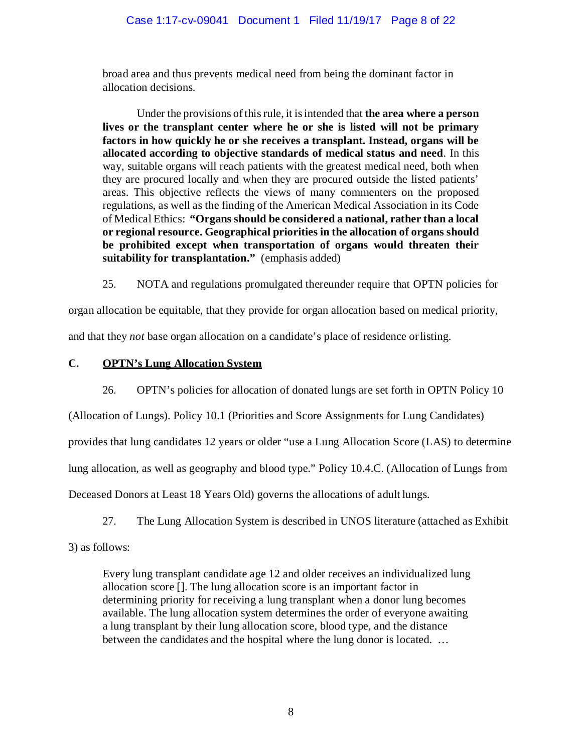broad area and thus prevents medical need from being the dominant factor in allocation decisions.

> Under the provisions of this rule, it is intended that **the area where a person lives or the transplant center where he or she is listed will not be primary factors in how quickly he or she receives a transplant. Instead, organs will be allocated according to objective standards of medical status and need**. In this way, suitable organs will reach patients with the greatest medical need, both when they are procured locally and when they are procured outside the listed patients' areas. This objective reflects the views of many commenters on the proposed regulations, as well as the finding of the American Medical Association in its Code of Medical Ethics: **"Organs should be considered a national, rather than a local or regional resource. Geographical priorities in the allocation of organs should be prohibited except when transportation of organs would threaten their suitability for transplantation."** (emphasis added)

25. NOTA and regulations promulgated thereunder require that OPTN policies for organ allocation be equitable, that they provide for organ allocation based on medical priority, and that they *not* base organ allocation on a candidate's place of residence or listing.

### C. OPTN's Lung Allocation System

26. OPTN's policies for allocation of donated lungs are set forth in OPTN Policy 10 (Allocation of Lungs). Policy 10.1 (Priorities and Score Assignments for Lung Candidates) provides that lung candidates 12 years or older "use a Lung Allocation Score (LAS) to determine lung allocation, as well as geography and blood type." Policy 10.4.C. (Allocation of Lungs from Deceased Donors at Least 18 Years Old) governs the allocations of adult lungs.

27. The Lung Allocation System is described in UNOS literature (attached as Exhibit 3) as follows:

> Every lung transplant candidate age 12 and older receives an individualized lung allocation score []. The lung allocation score is an important factor in determining priority for receiving a lung transplant when a donor lung becomes available. The lung allocation system determines the order of everyone awaiting a lung transplant by their lung allocation score, blood type, and the distance between the candidates and the hospital where the lung donor is located. …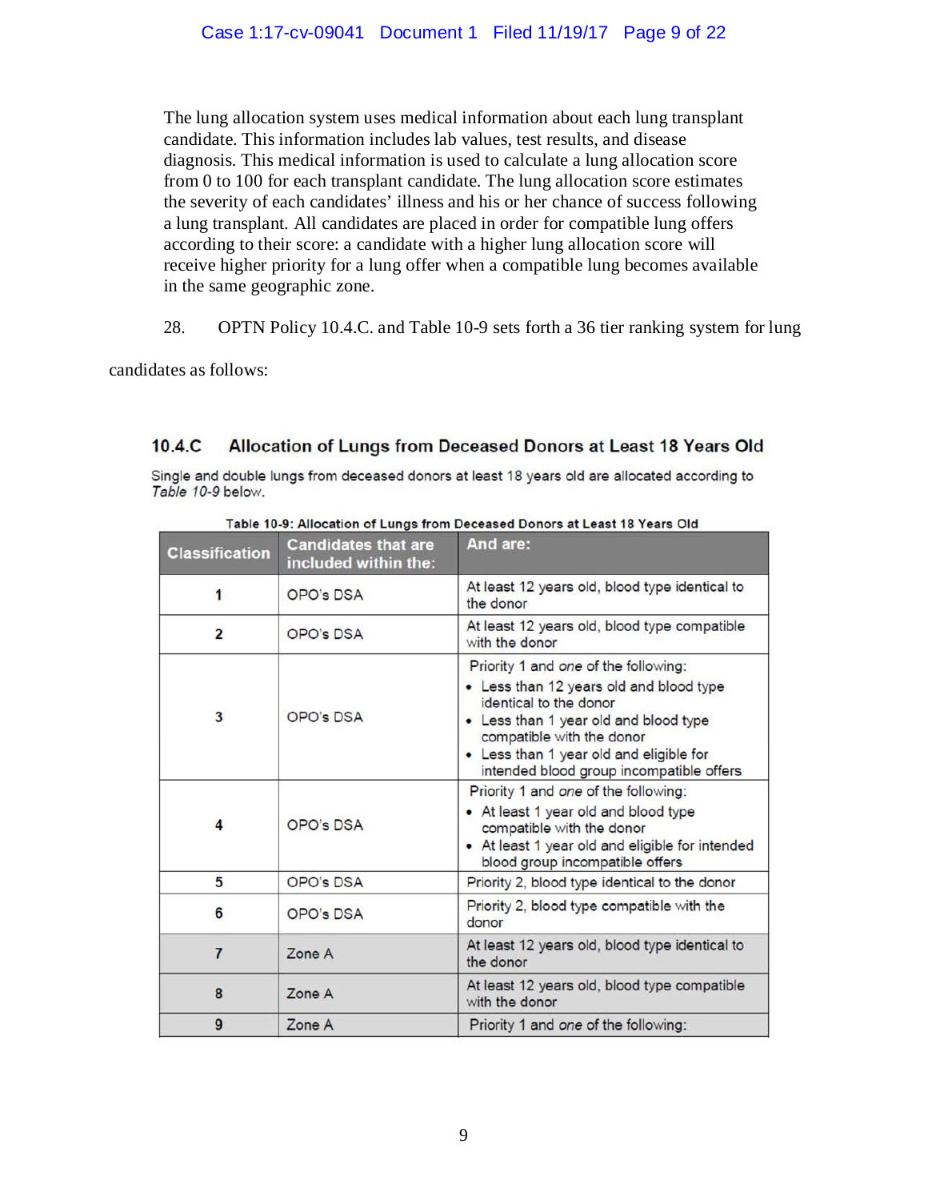The lung allocation system uses medical information about each lung transplant candidate. This information includes lab values, test results, and disease diagnosis. This medical information is used to calculate a lung allocation score from 0 to 100 for each transplant candidate. The lung allocation score estimates the severity of each candidates' illness and his or her chance of success following a lung transplant. All candidates are placed in order for compatible lung offers according to their score: a candidate with a higher lung allocation score will receive higher priority for a lung offer when a compatible lung becomes available in the same geographic zone.

28. OPTN Policy 10.4.C. and Table 10-9 sets forth a 36 tier ranking system for lung candidates as follows:

### 10.4.C Allocation of Lungs from Deceased Donors at Least 18 Years Old

Single and double lungs from deceased donors at least 18 years old are allocated according to *Table 10-9* below.

**Table 10-9: Allocation of Lungs from Deceased Donors at Least 18 Years Old**

| Classification | Candidates that are included within the: | And are: |
|---|---|---|
| 1 | OPO's DSA | At least 12 years old, blood type identical to the donor |
| 2 | OPO's DSA | At least 12 years old, blood type compatible with the donor |
| 3 | OPO's DSA | Priority 1 and *one* of the following:<br>• Less than 12 years old and blood type identical to the donor<br>• Less than 1 year old and blood type compatible with the donor<br>• Less than 1 year old and eligible for intended blood group incompatible offers |
| 4 | OPO's DSA | Priority 1 and *one* of the following:<br>• At least 1 year old and blood type compatible with the donor<br>• At least 1 year old and eligible for intended blood group incompatible offers |
| 5 | OPO's DSA | Priority 2, blood type identical to the donor |
| 6 | OPO's DSA | Priority 2, blood type compatible with the donor |
| 7 | Zone A | At least 12 years old, blood type identical to the donor |
| 8 | Zone A | At least 12 years old, blood type compatible with the donor |
| 9 | Zone A | Priority 1 and *one* of the following: |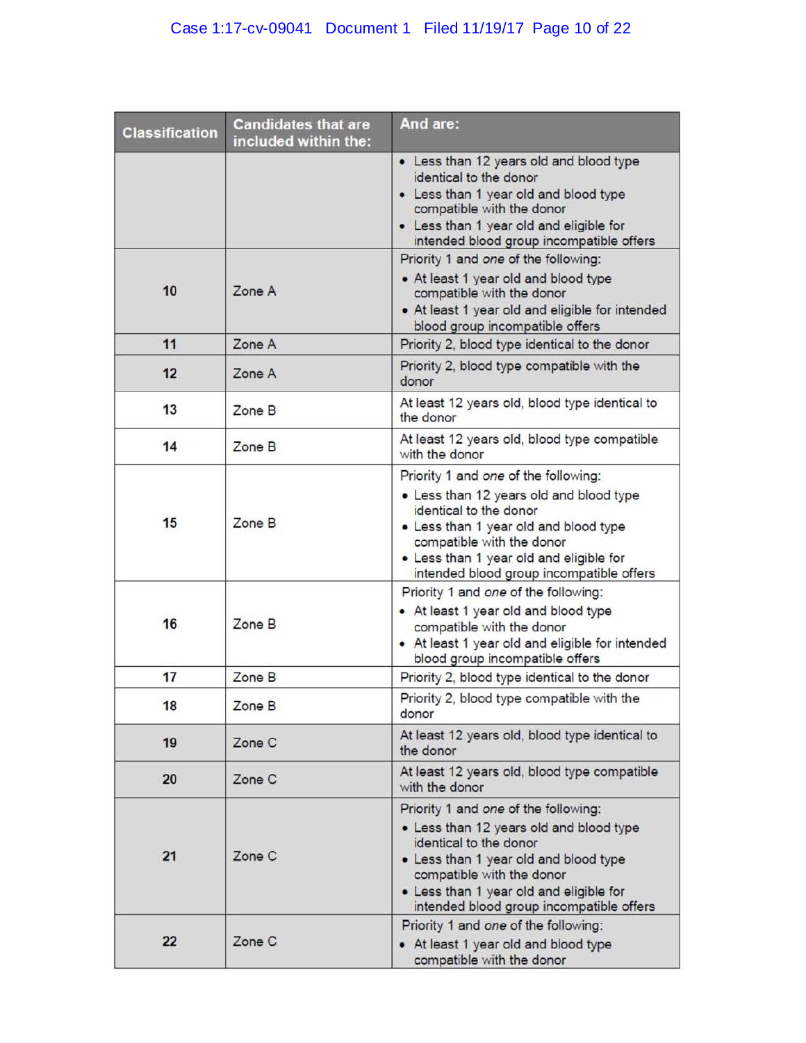| Classification | Candidates that are included within the: | And are: |
|---|---|---|
| | | • Less than 12 years old and blood type identical to the donor<br>• Less than 1 year old and blood type compatible with the donor<br>• Less than 1 year old and eligible for intended blood group incompatible offers |
| 10 | Zone A | Priority 1 and *one* of the following:<br>• At least 1 year old and blood type compatible with the donor<br>• At least 1 year old and eligible for intended blood group incompatible offers |
| 11 | Zone A | Priority 2, blood type identical to the donor |
| 12 | Zone A | Priority 2, blood type compatible with the donor |
| 13 | Zone B | At least 12 years old, blood type identical to the donor |
| 14 | Zone B | At least 12 years old, blood type compatible with the donor |
| 15 | Zone B | Priority 1 and *one* of the following:<br>• Less than 12 years old and blood type identical to the donor<br>• Less than 1 year old and blood type compatible with the donor<br>• Less than 1 year old and eligible for intended blood group incompatible offers |
| 16 | Zone B | Priority 1 and *one* of the following:<br>• At least 1 year old and blood type compatible with the donor<br>• At least 1 year old and eligible for intended blood group incompatible offers |
| 17 | Zone B | Priority 2, blood type identical to the donor |
| 18 | Zone B | Priority 2, blood type compatible with the donor |
| 19 | Zone C | At least 12 years old, blood type identical to the donor |
| 20 | Zone C | At least 12 years old, blood type compatible with the donor |
| 21 | Zone C | Priority 1 and *one* of the following:<br>• Less than 12 years old and blood type identical to the donor<br>• Less than 1 year old and blood type compatible with the donor<br>• Less than 1 year old and eligible for intended blood group incompatible offers |
| 22 | Zone C | Priority 1 and *one* of the following:<br>• At least 1 year old and blood type compatible with the donor |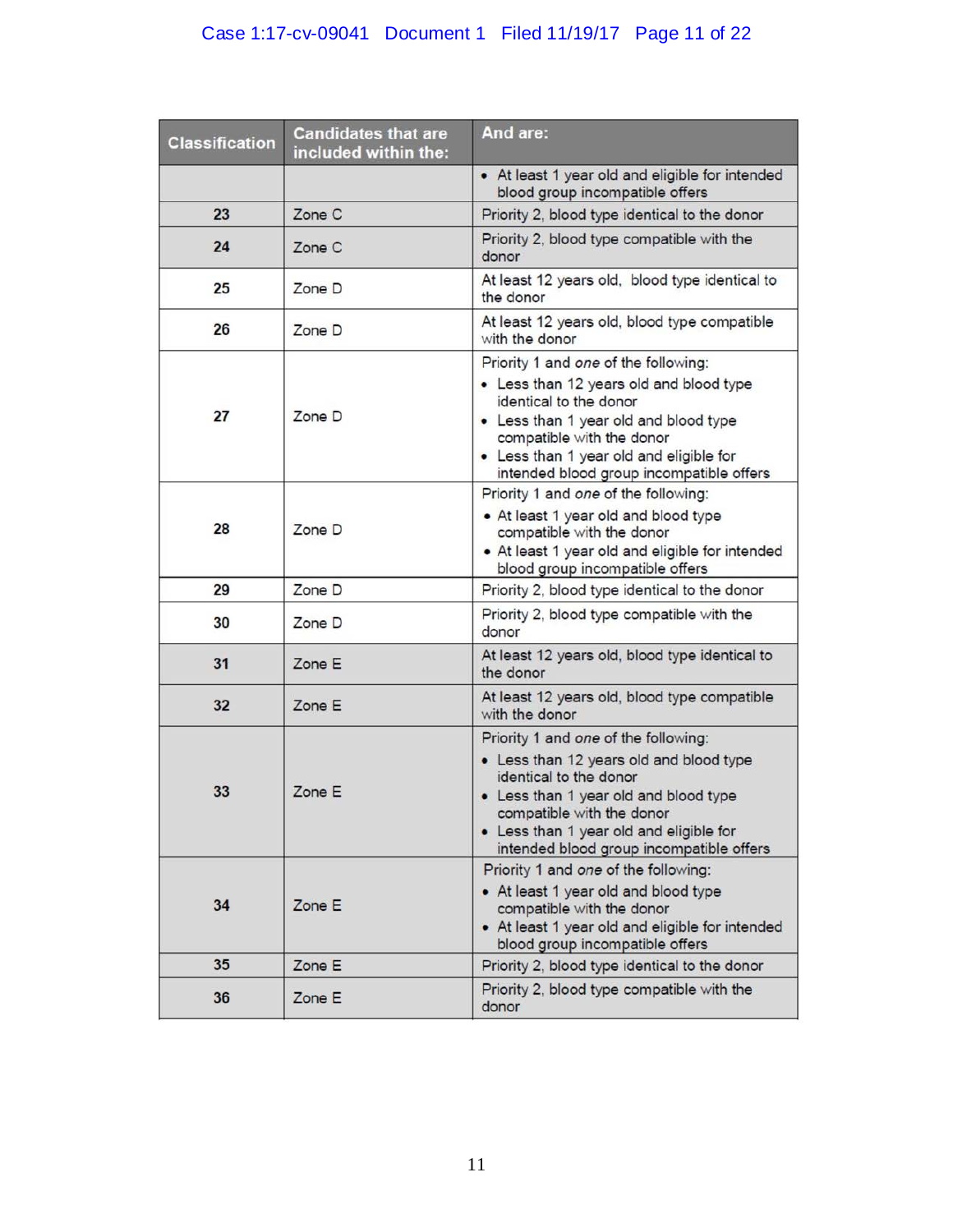| Classification | Candidates that are included within the: | And are: |
|---|---|---|
| | | • At least 1 year old and eligible for intended blood group incompatible offers |
| 23 | Zone C | Priority 2, blood type identical to the donor |
| 24 | Zone C | Priority 2, blood type compatible with the donor |
| 25 | Zone D | At least 12 years old, blood type identical to the donor |
| 26 | Zone D | At least 12 years old, blood type compatible with the donor |
| 27 | Zone D | Priority 1 and *one* of the following: • Less than 12 years old and blood type identical to the donor • Less than 1 year old and blood type compatible with the donor • Less than 1 year old and eligible for intended blood group incompatible offers |
| 28 | Zone D | Priority 1 and *one* of the following: • At least 1 year old and blood type compatible with the donor • At least 1 year old and eligible for intended blood group incompatible offers |
| 29 | Zone D | Priority 2, blood type identical to the donor |
| 30 | Zone D | Priority 2, blood type compatible with the donor |
| 31 | Zone E | At least 12 years old, blood type identical to the donor |
| 32 | Zone E | At least 12 years old, blood type compatible with the donor |
| 33 | Zone E | Priority 1 and *one* of the following: • Less than 12 years old and blood type identical to the donor • Less than 1 year old and blood type compatible with the donor • Less than 1 year old and eligible for intended blood group incompatible offers |
| 34 | Zone E | Priority 1 and *one* of the following: • At least 1 year old and blood type compatible with the donor • At least 1 year old and eligible for intended blood group incompatible offers |
| 35 | Zone E | Priority 2, blood type identical to the donor |
| 36 | Zone E | Priority 2, blood type compatible with the donor |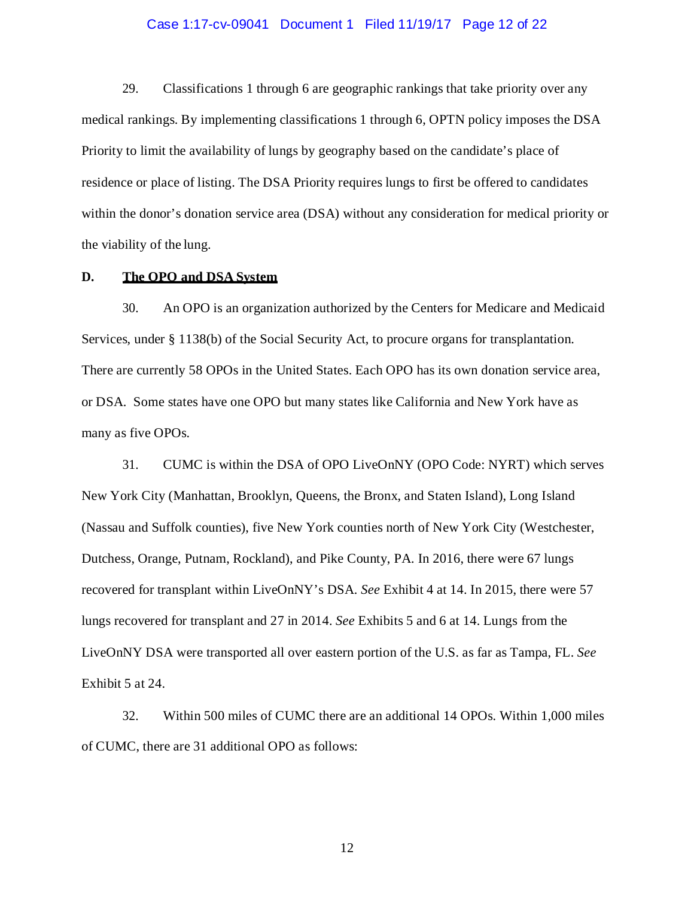29. Classifications 1 through 6 are geographic rankings that take priority over any medical rankings. By implementing classifications 1 through 6, OPTN policy imposes the DSA Priority to limit the availability of lungs by geography based on the candidate's place of residence or place of listing. The DSA Priority requires lungs to first be offered to candidates within the donor's donation service area (DSA) without any consideration for medical priority or the viability of the lung.

**D. <u>The OPO and DSA System</u>**

30. An OPO is an organization authorized by the Centers for Medicare and Medicaid Services, under § 1138(b) of the Social Security Act, to procure organs for transplantation. There are currently 58 OPOs in the United States. Each OPO has its own donation service area, or DSA. Some states have one OPO but many states like California and New York have as many as five OPOs.

31. CUMC is within the DSA of OPO LiveOnNY (OPO Code: NYRT) which serves New York City (Manhattan, Brooklyn, Queens, the Bronx, and Staten Island), Long Island (Nassau and Suffolk counties), five New York counties north of New York City (Westchester, Dutchess, Orange, Putnam, Rockland), and Pike County, PA. In 2016, there were 67 lungs recovered for transplant within LiveOnNY's DSA. *See* Exhibit 4 at 14. In 2015, there were 57 lungs recovered for transplant and 27 in 2014. *See* Exhibits 5 and 6 at 14. Lungs from the LiveOnNY DSA were transported all over eastern portion of the U.S. as far as Tampa, FL. *See* Exhibit 5 at 24.

32. Within 500 miles of CUMC there are an additional 14 OPOs. Within 1,000 miles of CUMC, there are 31 additional OPO as follows: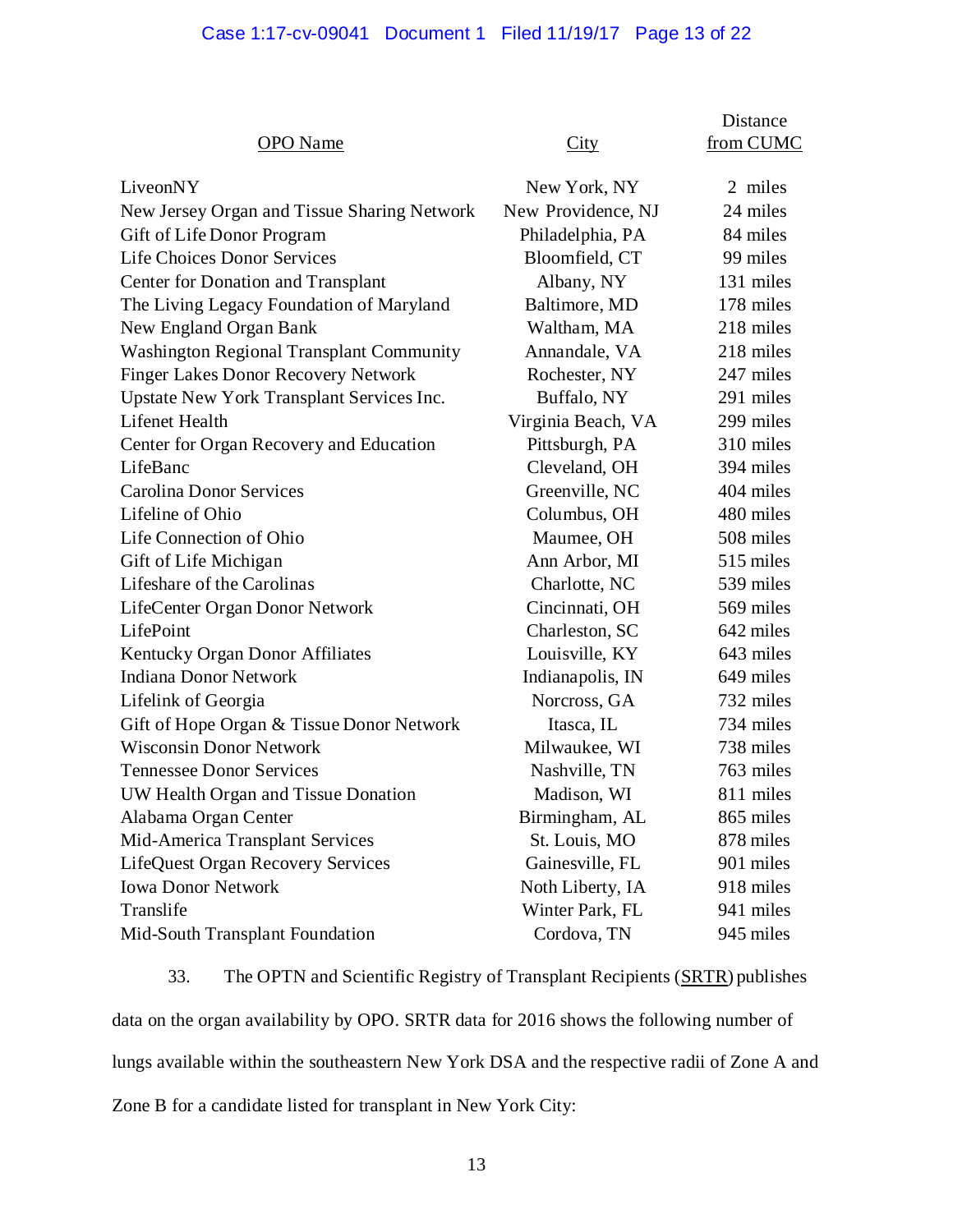| OPO Name | City | Distance from CUMC |
|---|---|---|
| LiveonNY | New York, NY | 2 miles |
| New Jersey Organ and Tissue Sharing Network | New Providence, NJ | 24 miles |
| Gift of Life Donor Program | Philadelphia, PA | 84 miles |
| Life Choices Donor Services | Bloomfield, CT | 99 miles |
| Center for Donation and Transplant | Albany, NY | 131 miles |
| The Living Legacy Foundation of Maryland | Baltimore, MD | 178 miles |
| New England Organ Bank | Waltham, MA | 218 miles |
| Washington Regional Transplant Community | Annandale, VA | 218 miles |
| Finger Lakes Donor Recovery Network | Rochester, NY | 247 miles |
| Upstate New York Transplant Services Inc. | Buffalo, NY | 291 miles |
| Lifenet Health | Virginia Beach, VA | 299 miles |
| Center for Organ Recovery and Education | Pittsburgh, PA | 310 miles |
| LifeBanc | Cleveland, OH | 394 miles |
| Carolina Donor Services | Greenville, NC | 404 miles |
| Lifeline of Ohio | Columbus, OH | 480 miles |
| Life Connection of Ohio | Maumee, OH | 508 miles |
| Gift of Life Michigan | Ann Arbor, MI | 515 miles |
| Lifeshare of the Carolinas | Charlotte, NC | 539 miles |
| LifeCenter Organ Donor Network | Cincinnati, OH | 569 miles |
| LifePoint | Charleston, SC | 642 miles |
| Kentucky Organ Donor Affiliates | Louisville, KY | 643 miles |
| Indiana Donor Network | Indianapolis, IN | 649 miles |
| Lifelink of Georgia | Norcross, GA | 732 miles |
| Gift of Hope Organ & Tissue Donor Network | Itasca, IL | 734 miles |
| Wisconsin Donor Network | Milwaukee, WI | 738 miles |
| Tennessee Donor Services | Nashville, TN | 763 miles |
| UW Health Organ and Tissue Donation | Madison, WI | 811 miles |
| Alabama Organ Center | Birmingham, AL | 865 miles |
| Mid-America Transplant Services | St. Louis, MO | 878 miles |
| LifeQuest Organ Recovery Services | Gainesville, FL | 901 miles |
| Iowa Donor Network | Noth Liberty, IA | 918 miles |
| Translife | Winter Park, FL | 941 miles |
| Mid-South Transplant Foundation | Cordova, TN | 945 miles |

33. The OPTN and Scientific Registry of Transplant Recipients (SRTR) publishes data on the organ availability by OPO. SRTR data for 2016 shows the following number of lungs available within the southeastern New York DSA and the respective radii of Zone A and Zone B for a candidate listed for transplant in New York City: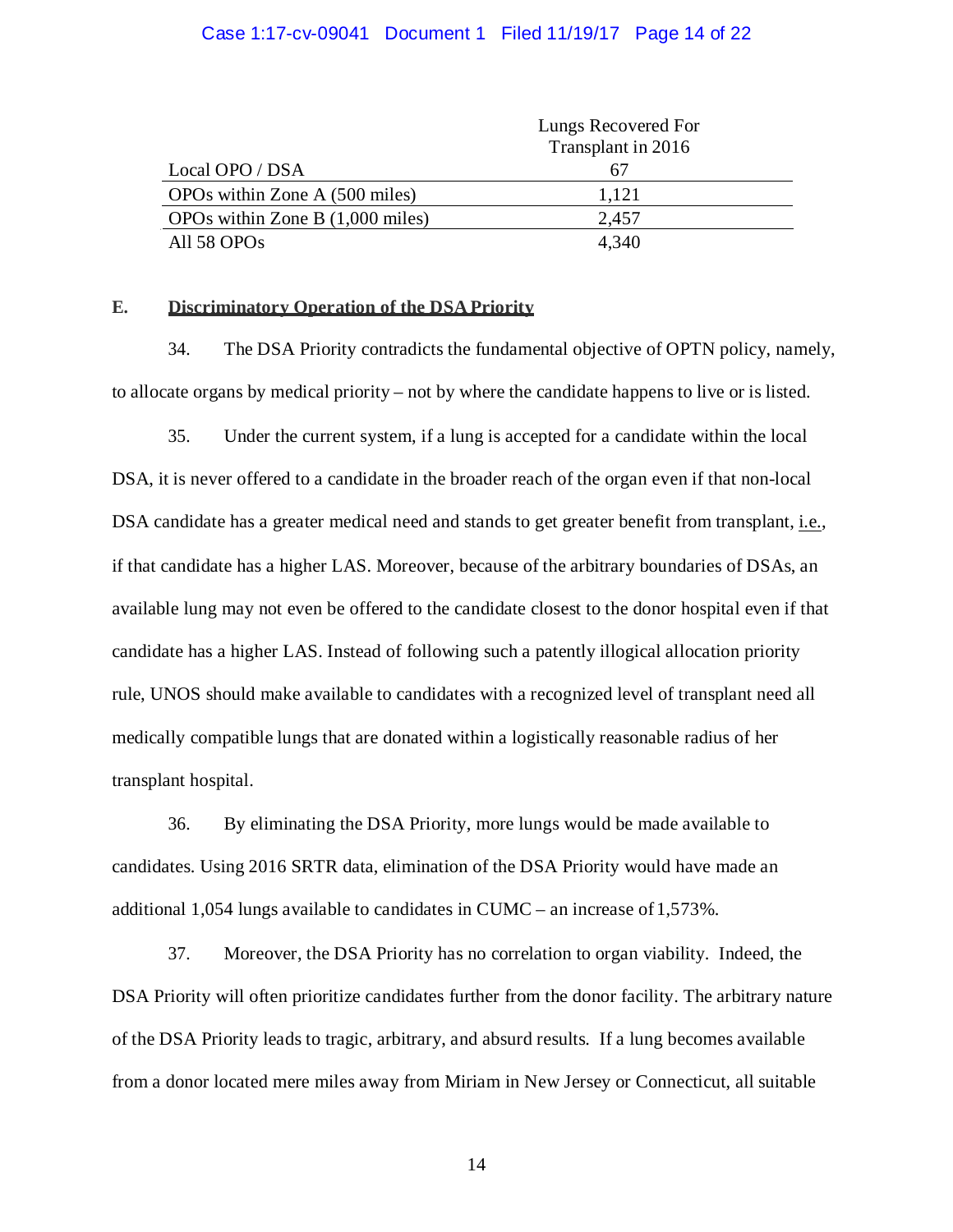| | Lungs Recovered For Transplant in 2016 |
|---|---|
| Local OPO / DSA | 67 |
| OPOs within Zone A (500 miles) | 1,121 |
| OPOs within Zone B (1,000 miles) | 2,457 |
| All 58 OPOs | 4,340 |

### E. Discriminatory Operation of the DSA Priority

34. The DSA Priority contradicts the fundamental objective of OPTN policy, namely, to allocate organs by medical priority – not by where the candidate happens to live or is listed.

35. Under the current system, if a lung is accepted for a candidate within the local DSA, it is never offered to a candidate in the broader reach of the organ even if that non-local DSA candidate has a greater medical need and stands to get greater benefit from transplant, i.e., if that candidate has a higher LAS. Moreover, because of the arbitrary boundaries of DSAs, an available lung may not even be offered to the candidate closest to the donor hospital even if that candidate has a higher LAS. Instead of following such a patently illogical allocation priority rule, UNOS should make available to candidates with a recognized level of transplant need all medically compatible lungs that are donated within a logistically reasonable radius of her transplant hospital.

36. By eliminating the DSA Priority, more lungs would be made available to candidates. Using 2016 SRTR data, elimination of the DSA Priority would have made an additional 1,054 lungs available to candidates in CUMC – an increase of 1,573%.

37. Moreover, the DSA Priority has no correlation to organ viability. Indeed, the DSA Priority will often prioritize candidates further from the donor facility. The arbitrary nature of the DSA Priority leads to tragic, arbitrary, and absurd results. If a lung becomes available from a donor located mere miles away from Miriam in New Jersey or Connecticut, all suitable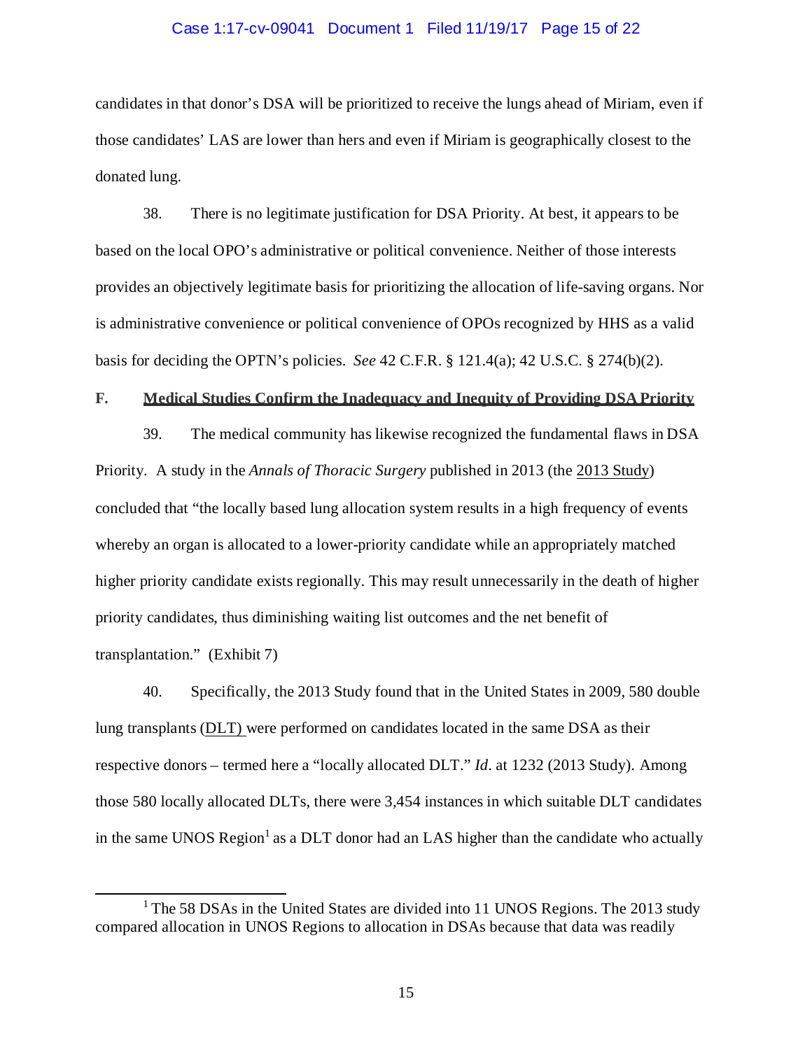candidates in that donor's DSA will be prioritized to receive the lungs ahead of Miriam, even if those candidates' LAS are lower than hers and even if Miriam is geographically closest to the donated lung.

38. There is no legitimate justification for DSA Priority. At best, it appears to be based on the local OPO's administrative or political convenience. Neither of those interests provides an objectively legitimate basis for prioritizing the allocation of life-saving organs. Nor is administrative convenience or political convenience of OPOs recognized by HHS as a valid basis for deciding the OPTN's policies. *See* 42 C.F.R. § 121.4(a); 42 U.S.C. § 274(b)(2).

### F. Medical Studies Confirm the Inadequacy and Inequity of Providing DSA Priority

39. The medical community has likewise recognized the fundamental flaws in DSA Priority. A study in the *Annals of Thoracic Surgery* published in 2013 (the 2013 Study) concluded that "the locally based lung allocation system results in a high frequency of events whereby an organ is allocated to a lower-priority candidate while an appropriately matched higher priority candidate exists regionally. This may result unnecessarily in the death of higher priority candidates, thus diminishing waiting list outcomes and the net benefit of transplantation." (Exhibit 7)

40. Specifically, the 2013 Study found that in the United States in 2009, 580 double lung transplants (DLT) were performed on candidates located in the same DSA as their respective donors – termed here a "locally allocated DLT." *Id*. at 1232 (2013 Study). Among those 580 locally allocated DLTs, there were 3,454 instances in which suitable DLT candidates in the same UNOS Region[1] as a DLT donor had an LAS higher than the candidate who actually

[1] The 58 DSAs in the United States are divided into 11 UNOS Regions. The 2013 study compared allocation in UNOS Regions to allocation in DSAs because that data was readily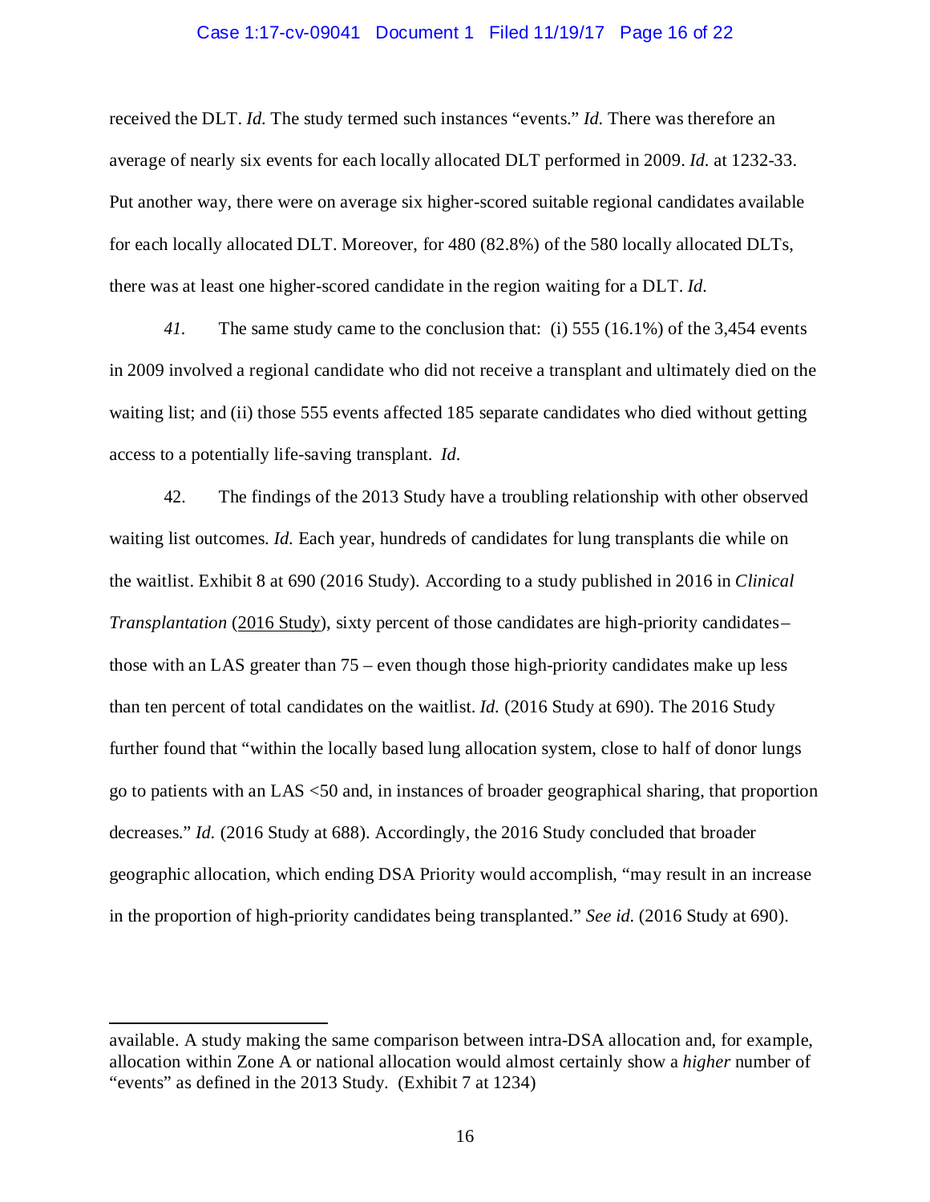received the DLT. *Id.* The study termed such instances "events." *Id.* There was therefore an average of nearly six events for each locally allocated DLT performed in 2009. *Id.* at 1232-33. Put another way, there were on average six higher-scored suitable regional candidates available for each locally allocated DLT. Moreover, for 480 (82.8%) of the 580 locally allocated DLTs, there was at least one higher-scored candidate in the region waiting for a DLT. *Id.*

*41.* The same study came to the conclusion that: (i) 555 (16.1%) of the 3,454 events in 2009 involved a regional candidate who did not receive a transplant and ultimately died on the waiting list; and (ii) those 555 events affected 185 separate candidates who died without getting access to a potentially life-saving transplant. *Id.*

42. The findings of the 2013 Study have a troubling relationship with other observed waiting list outcomes. *Id.* Each year, hundreds of candidates for lung transplants die while on the waitlist. Exhibit 8 at 690 (2016 Study). According to a study published in 2016 in *Clinical Transplantation* (2016 Study), sixty percent of those candidates are high-priority candidates – those with an LAS greater than 75 – even though those high-priority candidates make up less than ten percent of total candidates on the waitlist. *Id.* (2016 Study at 690). The 2016 Study further found that "within the locally based lung allocation system, close to half of donor lungs go to patients with an LAS <50 and, in instances of broader geographical sharing, that proportion decreases." *Id.* (2016 Study at 688). Accordingly, the 2016 Study concluded that broader geographic allocation, which ending DSA Priority would accomplish, "may result in an increase in the proportion of high-priority candidates being transplanted." *See id.* (2016 Study at 690).

---

available. A study making the same comparison between intra-DSA allocation and, for example, allocation within Zone A or national allocation would almost certainly show a *higher* number of "events" as defined in the 2013 Study. (Exhibit 7 at 1234)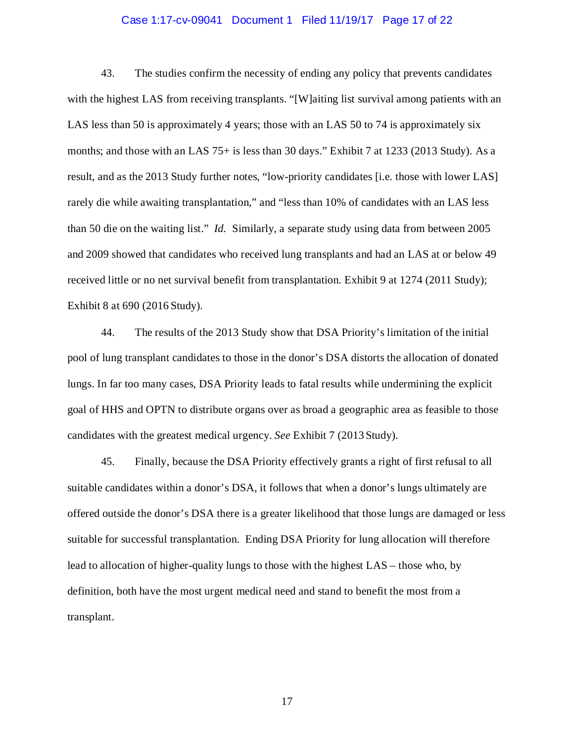43. The studies confirm the necessity of ending any policy that prevents candidates with the highest LAS from receiving transplants. "[W]aiting list survival among patients with an LAS less than 50 is approximately 4 years; those with an LAS 50 to 74 is approximately six months; and those with an LAS 75+ is less than 30 days." Exhibit 7 at 1233 (2013 Study). As a result, and as the 2013 Study further notes, "low-priority candidates [i.e. those with lower LAS] rarely die while awaiting transplantation," and "less than 10% of candidates with an LAS less than 50 die on the waiting list." *Id.* Similarly, a separate study using data from between 2005 and 2009 showed that candidates who received lung transplants and had an LAS at or below 49 received little or no net survival benefit from transplantation. Exhibit 9 at 1274 (2011 Study); Exhibit 8 at 690 (2016 Study).

44. The results of the 2013 Study show that DSA Priority's limitation of the initial pool of lung transplant candidates to those in the donor's DSA distorts the allocation of donated lungs. In far too many cases, DSA Priority leads to fatal results while undermining the explicit goal of HHS and OPTN to distribute organs over as broad a geographic area as feasible to those candidates with the greatest medical urgency. *See* Exhibit 7 (2013 Study).

45. Finally, because the DSA Priority effectively grants a right of first refusal to all suitable candidates within a donor's DSA, it follows that when a donor's lungs ultimately are offered outside the donor's DSA there is a greater likelihood that those lungs are damaged or less suitable for successful transplantation. Ending DSA Priority for lung allocation will therefore lead to allocation of higher-quality lungs to those with the highest LAS – those who, by definition, both have the most urgent medical need and stand to benefit the most from a transplant.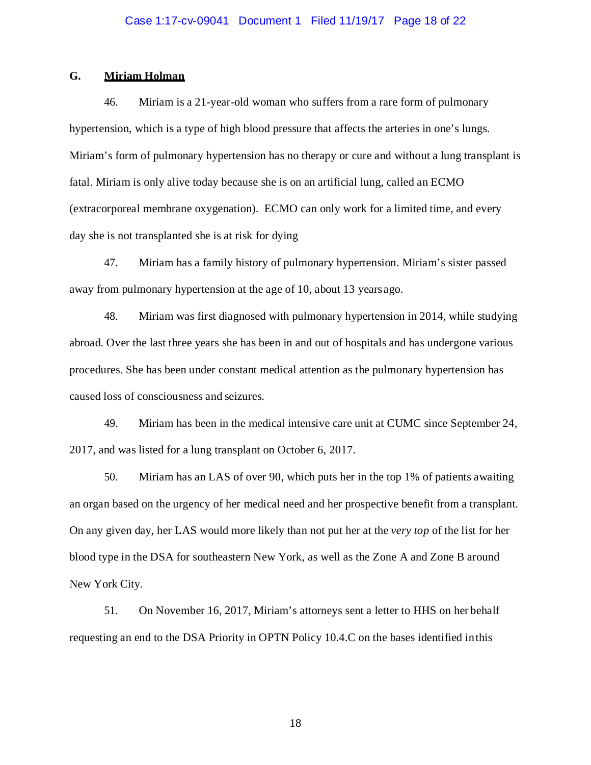### G. **<u>Miriam Holman</u>**

46. Miriam is a 21-year-old woman who suffers from a rare form of pulmonary hypertension, which is a type of high blood pressure that affects the arteries in one's lungs. Miriam's form of pulmonary hypertension has no therapy or cure and without a lung transplant is fatal. Miriam is only alive today because she is on an artificial lung, called an ECMO (extracorporeal membrane oxygenation). ECMO can only work for a limited time, and every day she is not transplanted she is at risk for dying

47. Miriam has a family history of pulmonary hypertension. Miriam's sister passed away from pulmonary hypertension at the age of 10, about 13 years ago.

48. Miriam was first diagnosed with pulmonary hypertension in 2014, while studying abroad. Over the last three years she has been in and out of hospitals and has undergone various procedures. She has been under constant medical attention as the pulmonary hypertension has caused loss of consciousness and seizures.

49. Miriam has been in the medical intensive care unit at CUMC since September 24, 2017, and was listed for a lung transplant on October 6, 2017.

50. Miriam has an LAS of over 90, which puts her in the top 1% of patients awaiting an organ based on the urgency of her medical need and her prospective benefit from a transplant. On any given day, her LAS would more likely than not put her at the *very top* of the list for her blood type in the DSA for southeastern New York, as well as the Zone A and Zone B around New York City.

51. On November 16, 2017, Miriam's attorneys sent a letter to HHS on her behalf requesting an end to the DSA Priority in OPTN Policy 10.4.C on the bases identified in this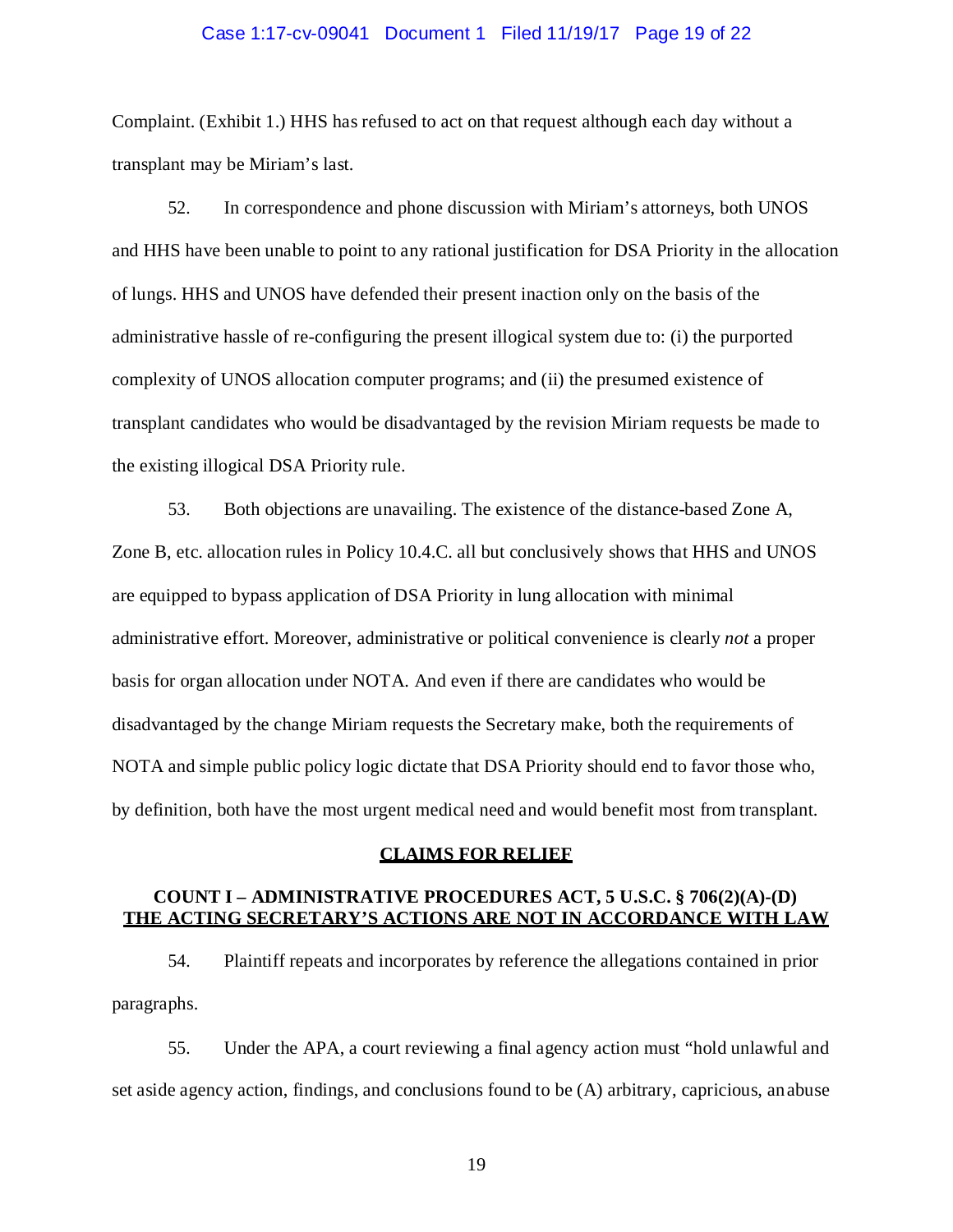Complaint. (Exhibit 1.) HHS has refused to act on that request although each day without a transplant may be Miriam's last.

52. In correspondence and phone discussion with Miriam's attorneys, both UNOS and HHS have been unable to point to any rational justification for DSA Priority in the allocation of lungs. HHS and UNOS have defended their present inaction only on the basis of the administrative hassle of re-configuring the present illogical system due to: (i) the purported complexity of UNOS allocation computer programs; and (ii) the presumed existence of transplant candidates who would be disadvantaged by the revision Miriam requests be made to the existing illogical DSA Priority rule.

53. Both objections are unavailing. The existence of the distance-based Zone A, Zone B, etc. allocation rules in Policy 10.4.C. all but conclusively shows that HHS and UNOS are equipped to bypass application of DSA Priority in lung allocation with minimal administrative effort. Moreover, administrative or political convenience is clearly *not* a proper basis for organ allocation under NOTA. And even if there are candidates who would be disadvantaged by the change Miriam requests the Secretary make, both the requirements of NOTA and simple public policy logic dictate that DSA Priority should end to favor those who, by definition, both have the most urgent medical need and would benefit most from transplant.

## CLAIMS FOR RELIEF

### COUNT I – ADMINISTRATIVE PROCEDURES ACT, 5 U.S.C. § 706(2)(A)-(D) THE ACTING SECRETARY'S ACTIONS ARE NOT IN ACCORDANCE WITH LAW

54. Plaintiff repeats and incorporates by reference the allegations contained in prior paragraphs.

55. Under the APA, a court reviewing a final agency action must "hold unlawful and set aside agency action, findings, and conclusions found to be (A) arbitrary, capricious, an abuse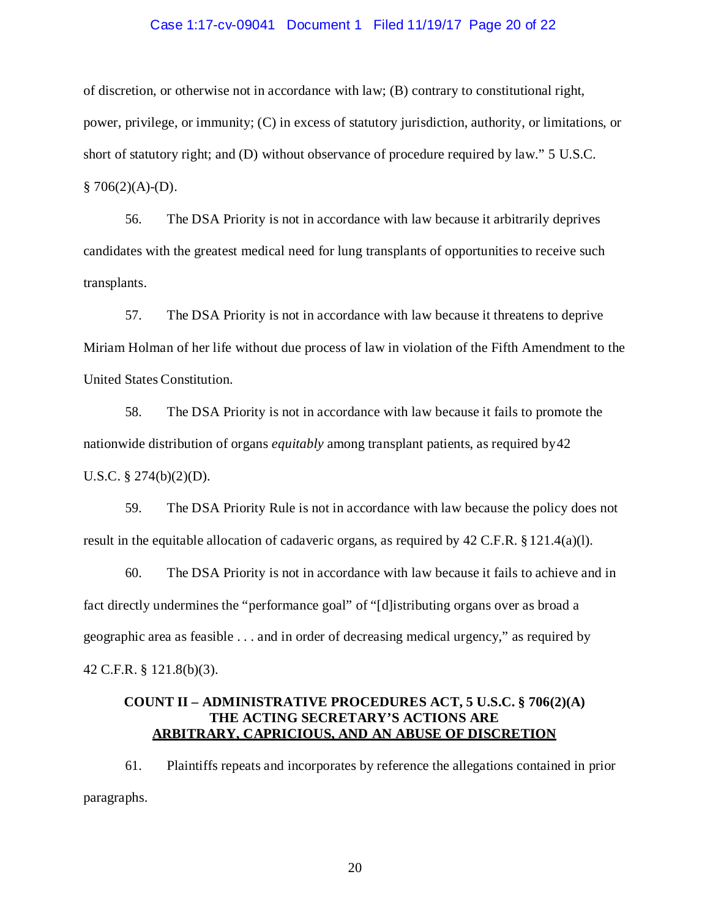of discretion, or otherwise not in accordance with law; (B) contrary to constitutional right, power, privilege, or immunity; (C) in excess of statutory jurisdiction, authority, or limitations, or short of statutory right; and (D) without observance of procedure required by law." 5 U.S.C. § 706(2)(A)-(D).

56. The DSA Priority is not in accordance with law because it arbitrarily deprives candidates with the greatest medical need for lung transplants of opportunities to receive such transplants.

57. The DSA Priority is not in accordance with law because it threatens to deprive Miriam Holman of her life without due process of law in violation of the Fifth Amendment to the United States Constitution.

58. The DSA Priority is not in accordance with law because it fails to promote the nationwide distribution of organs *equitably* among transplant patients, as required by 42 U.S.C. § 274(b)(2)(D).

59. The DSA Priority Rule is not in accordance with law because the policy does not result in the equitable allocation of cadaveric organs, as required by 42 C.F.R. § 121.4(a)(l).

60. The DSA Priority is not in accordance with law because it fails to achieve and in fact directly undermines the "performance goal" of "[d]istributing organs over as broad a geographic area as feasible . . . and in order of decreasing medical urgency," as required by 42 C.F.R. § 121.8(b)(3).

## COUNT II – ADMINISTRATIVE PROCEDURES ACT, 5 U.S.C. § 706(2)(A) THE ACTING SECRETARY'S ACTIONS ARE ARBITRARY, CAPRICIOUS, AND AN ABUSE OF DISCRETION

61. Plaintiffs repeats and incorporates by reference the allegations contained in prior paragraphs.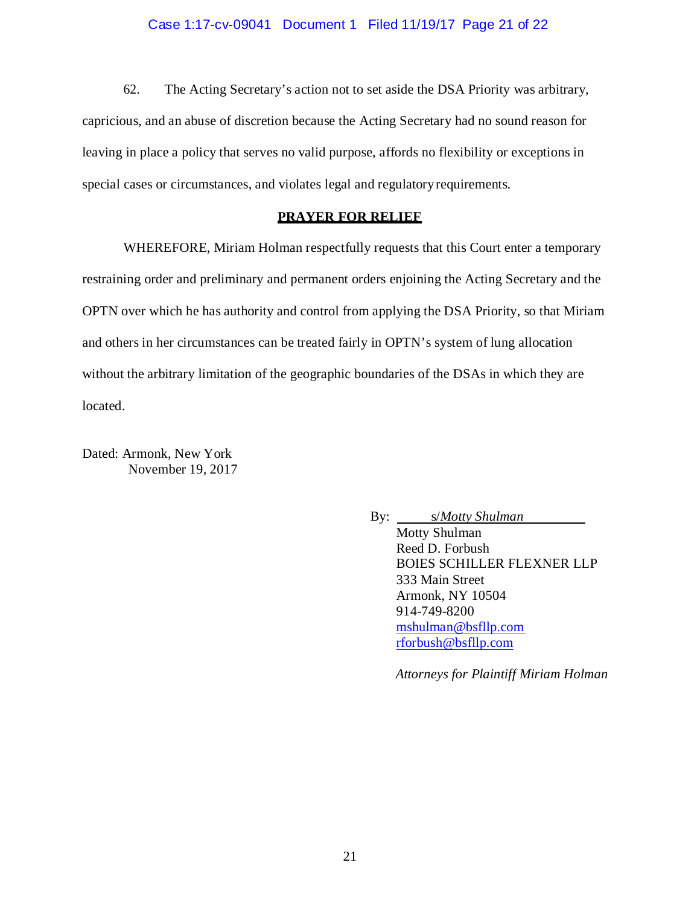62. The Acting Secretary's action not to set aside the DSA Priority was arbitrary, capricious, and an abuse of discretion because the Acting Secretary had no sound reason for leaving in place a policy that serves no valid purpose, affords no flexibility or exceptions in special cases or circumstances, and violates legal and regulatory requirements.

**PRAYER FOR RELIEF**

WHEREFORE, Miriam Holman respectfully requests that this Court enter a temporary restraining order and preliminary and permanent orders enjoining the Acting Secretary and the OPTN over which he has authority and control from applying the DSA Priority, so that Miriam and others in her circumstances can be treated fairly in OPTN's system of lung allocation without the arbitrary limitation of the geographic boundaries of the DSAs in which they are located.

Dated: Armonk, New York
November 19, 2017

By: s/*Motty Shulman*
Motty Shulman
Reed D. Forbush
BOIES SCHILLER FLEXNER LLP
333 Main Street
Armonk, NY 10504
914-749-8200
mshulman@bsfllp.com
rforbush@bsfllp.com

*Attorneys for Plaintiff Miriam Holman*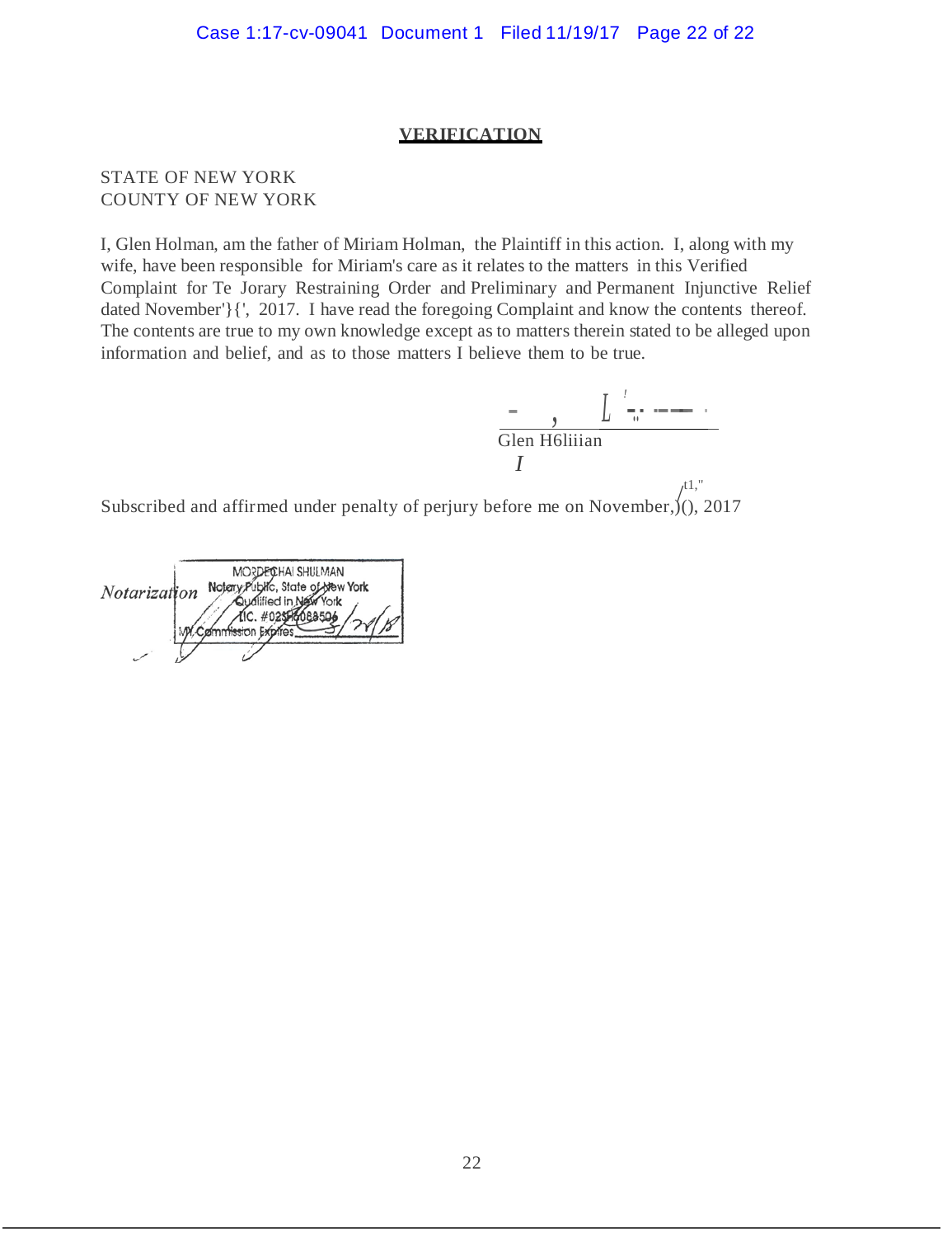**VERIFICATION**

STATE OF NEW YORK
COUNTY OF NEW YORK

I, Glen Holman, am the father of Miriam Holman, the Plaintiff in this action. I, along with my wife, have been responsible for Miriam's care as it relates to the matters in this Verified Complaint for Te Jorary Restraining Order and Preliminary and Permanent Injunctive Relief dated November'}{', 2017. I have read the foregoing Complaint and know the contents thereof. The contents are true to my own knowledge except as to matters therein stated to be alleged upon information and belief, and as to those matters I believe them to be true.

Glen H6liiian

Subscribed and affirmed under penalty of perjury before me on November,)(), 2017

*Notarization*

MORDECHAI SHULMAN
Notary Public, State of New York
Qualified in New York
LIC. #02SH6068506
My Commission Expires 3/24/18